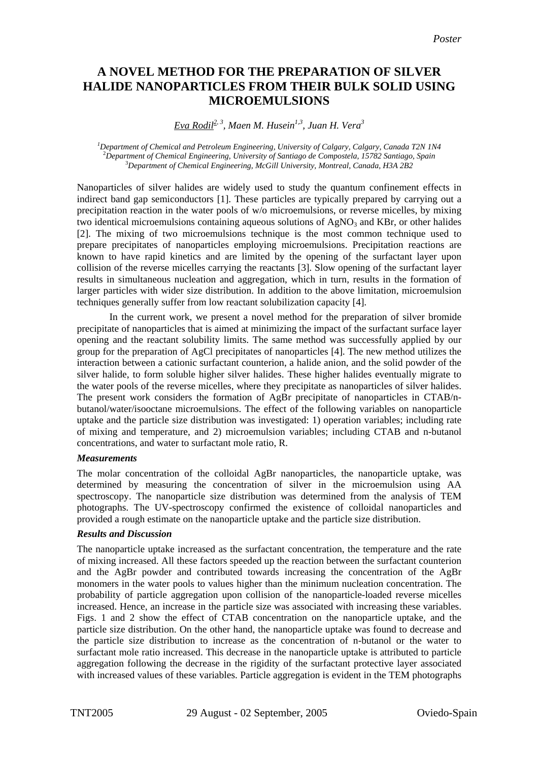*Poster*

# A NOVEL METHOD FOR THE PREPARATION OF SILVER HALIDE NANOPARTICLES FROM THEIR BULK SOLID USING MICROEMULSIONS

*Eva Rodil[2,3], Maen M. Husein[1,3], Juan H. Vera[3]*

[1]*Department of Chemical and Petroleum Engineering, University of Calgary, Calgary, Canada T2N 1N4*
[2]*Department of Chemical Engineering, University of Santiago de Compostela, 15782 Santiago, Spain*
[3]*Department of Chemical Engineering, McGill University, Montreal, Canada, H3A 2B2*

Nanoparticles of silver halides are widely used to study the quantum confinement effects in indirect band gap semiconductors [1]. These particles are typically prepared by carrying out a precipitation reaction in the water pools of w/o microemulsions, or reverse micelles, by mixing two identical microemulsions containing aqueous solutions of $AgNO_3$ and KBr, or other halides [2]. The mixing of two microemulsions technique is the most common technique used to prepare precipitates of nanoparticles employing microemulsions. Precipitation reactions are known to have rapid kinetics and are limited by the opening of the surfactant layer upon collision of the reverse micelles carrying the reactants [3]. Slow opening of the surfactant layer results in simultaneous nucleation and aggregation, which in turn, results in the formation of larger particles with wider size distribution. In addition to the above limitation, microemulsion techniques generally suffer from low reactant solubilization capacity [4].

In the current work, we present a novel method for the preparation of silver bromide precipitate of nanoparticles that is aimed at minimizing the impact of the surfactant surface layer opening and the reactant solubility limits. The same method was successfully applied by our group for the preparation of AgCl precipitates of nanoparticles [4]. The new method utilizes the interaction between a cationic surfactant counterion, a halide anion, and the solid powder of the silver halide, to form soluble higher silver halides. These higher halides eventually migrate to the water pools of the reverse micelles, where they precipitate as nanoparticles of silver halides. The present work considers the formation of AgBr precipitate of nanoparticles in CTAB/n-butanol/water/isooctane microemulsions. The effect of the following variables on nanoparticle uptake and the particle size distribution was investigated: 1) operation variables; including rate of mixing and temperature, and 2) microemulsion variables; including CTAB and n-butanol concentrations, and water to surfactant mole ratio, R.

### *Measurements*

The molar concentration of the colloidal AgBr nanoparticles, the nanoparticle uptake, was determined by measuring the concentration of silver in the microemulsion using AA spectroscopy. The nanoparticle size distribution was determined from the analysis of TEM photographs. The UV-spectroscopy confirmed the existence of colloidal nanoparticles and provided a rough estimate on the nanoparticle uptake and the particle size distribution.

### *Results and Discussion*

The nanoparticle uptake increased as the surfactant concentration, the temperature and the rate of mixing increased. All these factors speeded up the reaction between the surfactant counterion and the AgBr powder and contributed towards increasing the concentration of the AgBr monomers in the water pools to values higher than the minimum nucleation concentration. The probability of particle aggregation upon collision of the nanoparticle-loaded reverse micelles increased. Hence, an increase in the particle size was associated with increasing these variables. Figs. 1 and 2 show the effect of CTAB concentration on the nanoparticle uptake, and the particle size distribution. On the other hand, the nanoparticle uptake was found to decrease and the particle size distribution to increase as the concentration of n-butanol or the water to surfactant mole ratio increased. This decrease in the nanoparticle uptake is attributed to particle aggregation following the decrease in the rigidity of the surfactant protective layer associated with increased values of these variables. Particle aggregation is evident in the TEM photographs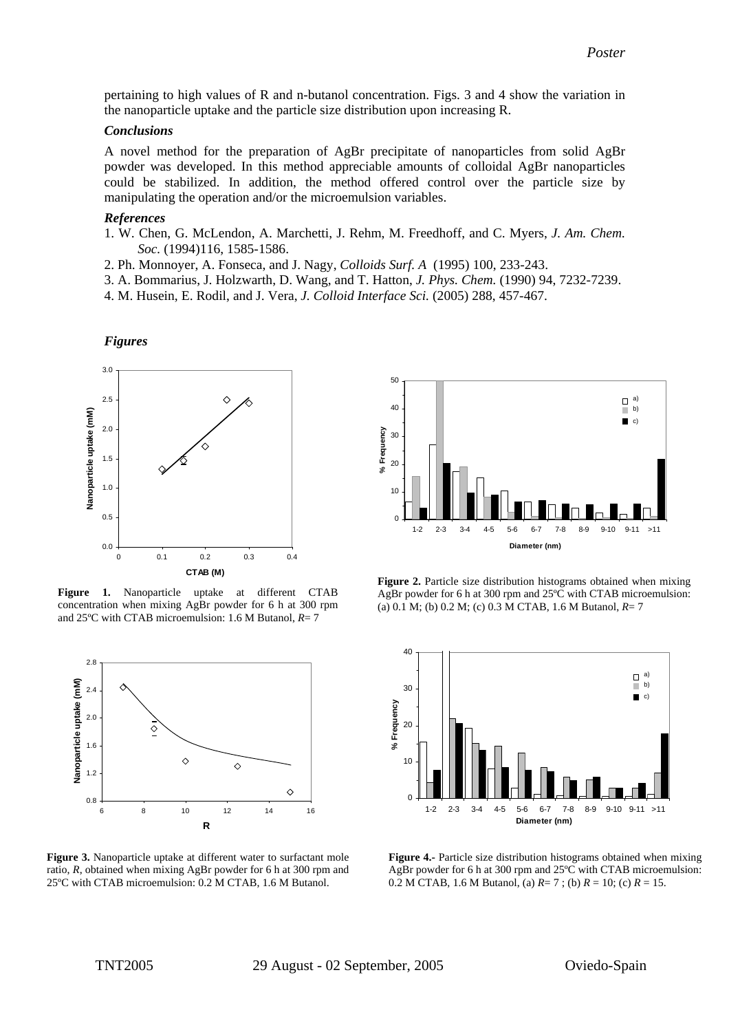pertaining to high values of R and n-butanol concentration. Figs. 3 and 4 show the variation in the nanoparticle uptake and the particle size distribution upon increasing R.

### *Conclusions*

A novel method for the preparation of AgBr precipitate of nanoparticles from solid AgBr powder was developed. In this method appreciable amounts of colloidal AgBr nanoparticles could be stabilized. In addition, the method offered control over the particle size by manipulating the operation and/or the microemulsion variables.

### *References*

1. W. Chen, G. McLendon, A. Marchetti, J. Rehm, M. Freedhoff, and C. Myers, *J. Am. Chem. Soc.* (1994)116, 1585-1586.
2. Ph. Monnoyer, A. Fonseca, and J. Nagy, *Colloids Surf. A* (1995) 100, 233-243.
3. A. Bommarius, J. Holzwarth, D. Wang, and T. Hatton, *J. Phys. Chem.* (1990) 94, 7232-7239.
4. M. Husein, E. Rodil, and J. Vera, *J. Colloid Interface Sci.* (2005) 288, 457-467.

### *Figures*

Nanoparticle uptake (mM)
3.0
2.5
2.0
1.5
1.0
0.5
0.0
0
0.1
0.2
0.3
0.4
CTAB (M)

**Figure 1.** Nanoparticle uptake at different CTAB concentration when mixing AgBr powder for 6 h at 300 rpm and 25ºC with CTAB microemulsion: 1.6 M Butanol, *R*= 7

% Frequency
50
40
30
20
10
0
1-2
2-3
3-4
4-5
5-6
6-7
7-8
8-9
9-10
9-11
>11
Diameter (nm)
a)
b)
c)

**Figure 2.** Particle size distribution histograms obtained when mixing AgBr powder for 6 h at 300 rpm and 25ºC with CTAB microemulsion: (a) 0.1 M; (b) 0.2 M; (c) 0.3 M CTAB, 1.6 M Butanol, *R*= 7

Nanoparticle uptake (mM)
2.8
2.4
2.0
1.6
1.2
0.8
6
8
10
12
14
16
R

**Figure 3.** Nanoparticle uptake at different water to surfactant mole ratio, *R*, obtained when mixing AgBr powder for 6 h at 300 rpm and 25ºC with CTAB microemulsion: 0.2 M CTAB, 1.6 M Butanol.

% Frequency
40
30
20
10
0
1-2
2-3
3-4
4-5
5-6
6-7
7-8
8-9
9-10
9-11
>11
Diameter (nm)
a)
b)
c)

**Figure 4.**- Particle size distribution histograms obtained when mixing AgBr powder for 6 h at 300 rpm and 25ºC with CTAB microemulsion: 0.2 M CTAB, 1.6 M Butanol, (a) *R*= 7 ; (b) *R* = 10; (c) *R* = 15.